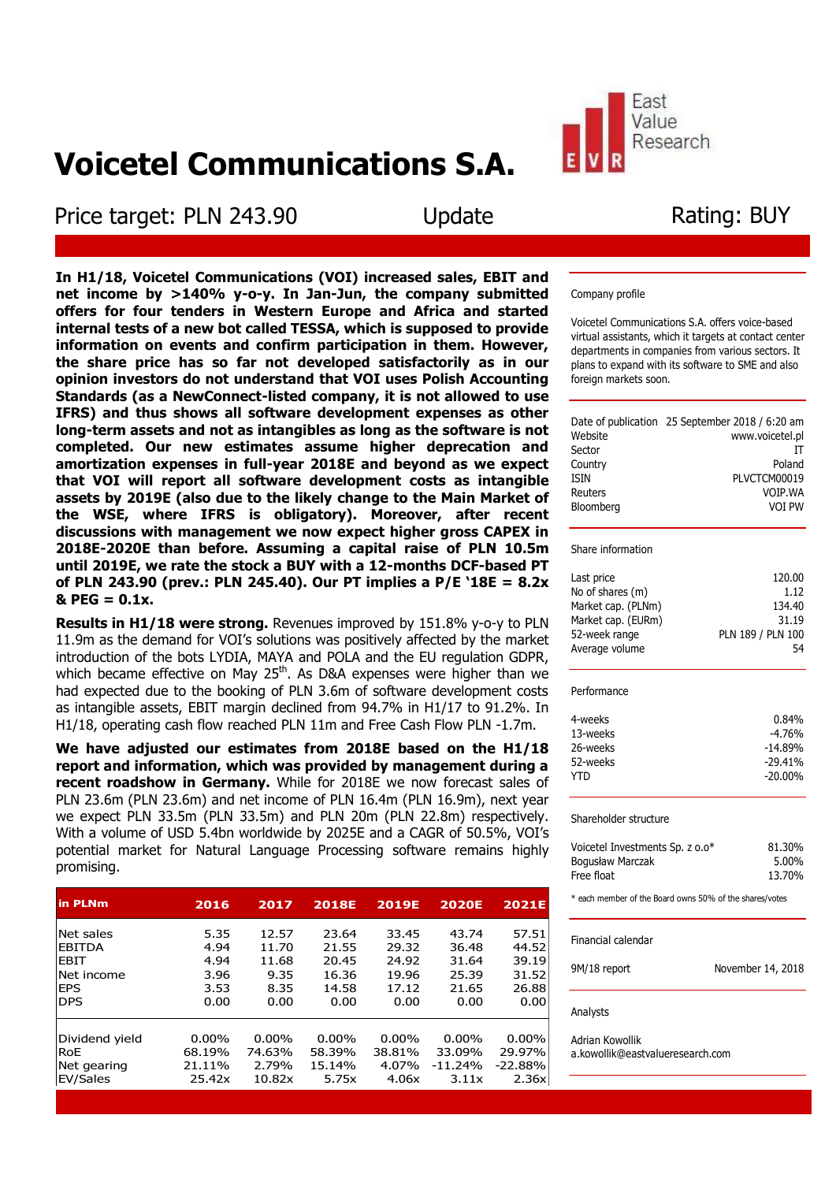# Voicetel Communications S.A.

Price target: PLN 243.90 | Update | Rating: BUY

**In H1/18, Voicetel Communications (VOI) increased sales, EBIT and net income by >140% y-o-y. In Jan-Jun, the company submitted offers for four tenders in Western Europe and Africa and started internal tests of a new bot called TESSA, which is supposed to provide information on events and confirm participation in them. However, the share price has so far not developed satisfactorily as in our opinion investors do not understand that VOI uses Polish Accounting Standards (as a NewConnect-listed company, it is not allowed to use IFRS) and thus shows all software development expenses as other long-term assets and not as intangibles as long as the software is not completed. Our new estimates assume higher deprecation and amortization expenses in full-year 2018E and beyond as we expect that VOI will report all software development costs as intangible assets by 2019E (also due to the likely change to the Main Market of the WSE, where IFRS is obligatory). Moreover, after recent discussions with management we now expect higher gross CAPEX in 2018E-2020E than before. Assuming a capital raise of PLN 10.5m until 2019E, we rate the stock a BUY with a 12-months DCF-based PT of PLN 243.90 (prev.: PLN 245.40). Our PT implies a P/E '18E = 8.2x & PEG = 0.1x.**

**Results in H1/18 were strong.** Revenues improved by 151.8% y-o-y to PLN 11.9m as the demand for VOI's solutions was positively affected by the market introduction of the bots LYDIA, MAYA and POLA and the EU regulation GDPR, which became effective on May 25th. As D&A expenses were higher than we had expected due to the booking of PLN 3.6m of software development costs as intangible assets, EBIT margin declined from 94.7% in H1/17 to 91.2%. In H1/18, operating cash flow reached PLN 11m and Free Cash Flow PLN -1.7m.

**We have adjusted our estimates from 2018E based on the H1/18 report and information, which was provided by management during a recent roadshow in Germany.** While for 2018E we now forecast sales of PLN 23.6m (PLN 23.6m) and net income of PLN 16.4m (PLN 16.9m), next year we expect PLN 33.5m (PLN 33.5m) and PLN 20m (PLN 22.8m) respectively. With a volume of USD 5.4bn worldwide by 2025E and a CAGR of 50.5%, VOI's potential market for Natural Language Processing software remains highly promising.

| in PLNm | 2016 | 2017 | 2018E | 2019E | 2020E | 2021E |
|---|---|---|---|---|---|---|
| Net sales | 5.35 | 12.57 | 23.64 | 33.45 | 43.74 | 57.51 |
| EBITDA | 4.94 | 11.70 | 21.55 | 29.32 | 36.48 | 44.52 |
| EBIT | 4.94 | 11.68 | 20.45 | 24.92 | 31.64 | 39.19 |
| Net income | 3.96 | 9.35 | 16.36 | 19.96 | 25.39 | 31.52 |
| EPS | 3.53 | 8.35 | 14.58 | 17.12 | 21.65 | 26.88 |
| DPS | 0.00 | 0.00 | 0.00 | 0.00 | 0.00 | 0.00 |
| Dividend yield | 0.00% | 0.00% | 0.00% | 0.00% | 0.00% | 0.00% |
| RoE | 68.19% | 74.63% | 58.39% | 38.81% | 33.09% | 29.97% |
| Net gearing | 21.11% | 2.79% | 15.14% | 4.07% | -11.24% | -22.88% |
| EV/Sales | 25.42x | 10.82x | 5.75x | 4.06x | 3.11x | 2.36x |

**Company profile**

Voicetel Communications S.A. offers voice-based virtual assistants, which it targets at contact center departments in companies from various sectors. It plans to expand with its software to SME and also foreign markets soon.

| | |
|---|---|
| Date of publication | 25 September 2018 / 6:20 am |
| Website | www.voicetel.pl |
| Sector | IT |
| Country | Poland |
| ISIN | PLVCTCM00019 |
| Reuters | VOIP.WA |
| Bloomberg | VOI PW |

**Share information**

| | |
|---|---|
| Last price | 120.00 |
| No of shares (m) | 1.12 |
| Market cap. (PLNm) | 134.40 |
| Market cap. (EURm) | 31.19 |
| 52-week range | PLN 189 / PLN 100 |
| Average volume | 54 |

**Performance**

| | |
|---|---|
| 4-weeks | 0.84% |
| 13-weeks | -4.76% |
| 26-weeks | -14.89% |
| 52-weeks | -29.41% |
| YTD | -20.00% |

**Shareholder structure**

| | |
|---|---|
| Voicetel Investments Sp. z o.o* | 81.30% |
| Bogusław Marczak | 5.00% |
| Free float | 13.70% |

* each member of the Board owns 50% of the shares/votes

**Financial calendar**

| | |
|---|---|
| 9M/18 report | November 14, 2018 |

**Analysts**

Adrian Kowollik
a.kowollik@eastvalueresearch.com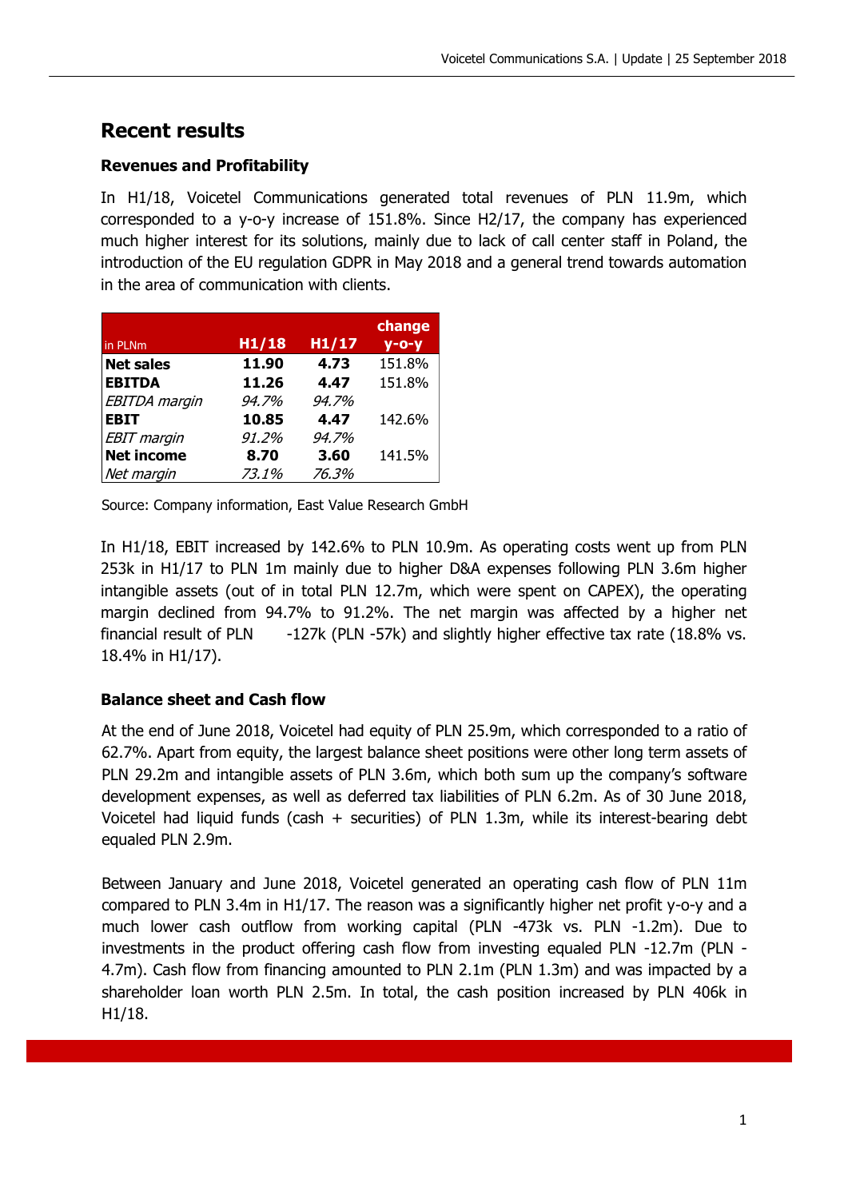## Recent results

### Revenues and Profitability

In H1/18, Voicetel Communications generated total revenues of PLN 11.9m, which corresponded to a y-o-y increase of 151.8%. Since H2/17, the company has experienced much higher interest for its solutions, mainly due to lack of call center staff in Poland, the introduction of the EU regulation GDPR in May 2018 and a general trend towards automation in the area of communication with clients.

| in PLNm | H1/18 | H1/17 | change y-o-y |
|---|---|---|---|
| **Net sales** | **11.90** | **4.73** | 151.8% |
| **EBITDA** | **11.26** | **4.47** | 151.8% |
| *EBITDA margin* | *94.7%* | *94.7%* | |
| **EBIT** | **10.85** | **4.47** | 142.6% |
| *EBIT margin* | *91.2%* | *94.7%* | |
| **Net income** | **8.70** | **3.60** | 141.5% |
| *Net margin* | *73.1%* | *76.3%* | |

Source: Company information, East Value Research GmbH

In H1/18, EBIT increased by 142.6% to PLN 10.9m. As operating costs went up from PLN 253k in H1/17 to PLN 1m mainly due to higher D&A expenses following PLN 3.6m higher intangible assets (out of in total PLN 12.7m, which were spent on CAPEX), the operating margin declined from 94.7% to 91.2%. The net margin was affected by a higher net financial result of PLN -127k (PLN -57k) and slightly higher effective tax rate (18.8% vs. 18.4% in H1/17).

### Balance sheet and Cash flow

At the end of June 2018, Voicetel had equity of PLN 25.9m, which corresponded to a ratio of 62.7%. Apart from equity, the largest balance sheet positions were other long term assets of PLN 29.2m and intangible assets of PLN 3.6m, which both sum up the company's software development expenses, as well as deferred tax liabilities of PLN 6.2m. As of 30 June 2018, Voicetel had liquid funds (cash + securities) of PLN 1.3m, while its interest-bearing debt equaled PLN 2.9m.

Between January and June 2018, Voicetel generated an operating cash flow of PLN 11m compared to PLN 3.4m in H1/17. The reason was a significantly higher net profit y-o-y and a much lower cash outflow from working capital (PLN -473k vs. PLN -1.2m). Due to investments in the product offering cash flow from investing equaled PLN -12.7m (PLN -4.7m). Cash flow from financing amounted to PLN 2.1m (PLN 1.3m) and was impacted by a shareholder loan worth PLN 2.5m. In total, the cash position increased by PLN 406k in H1/18.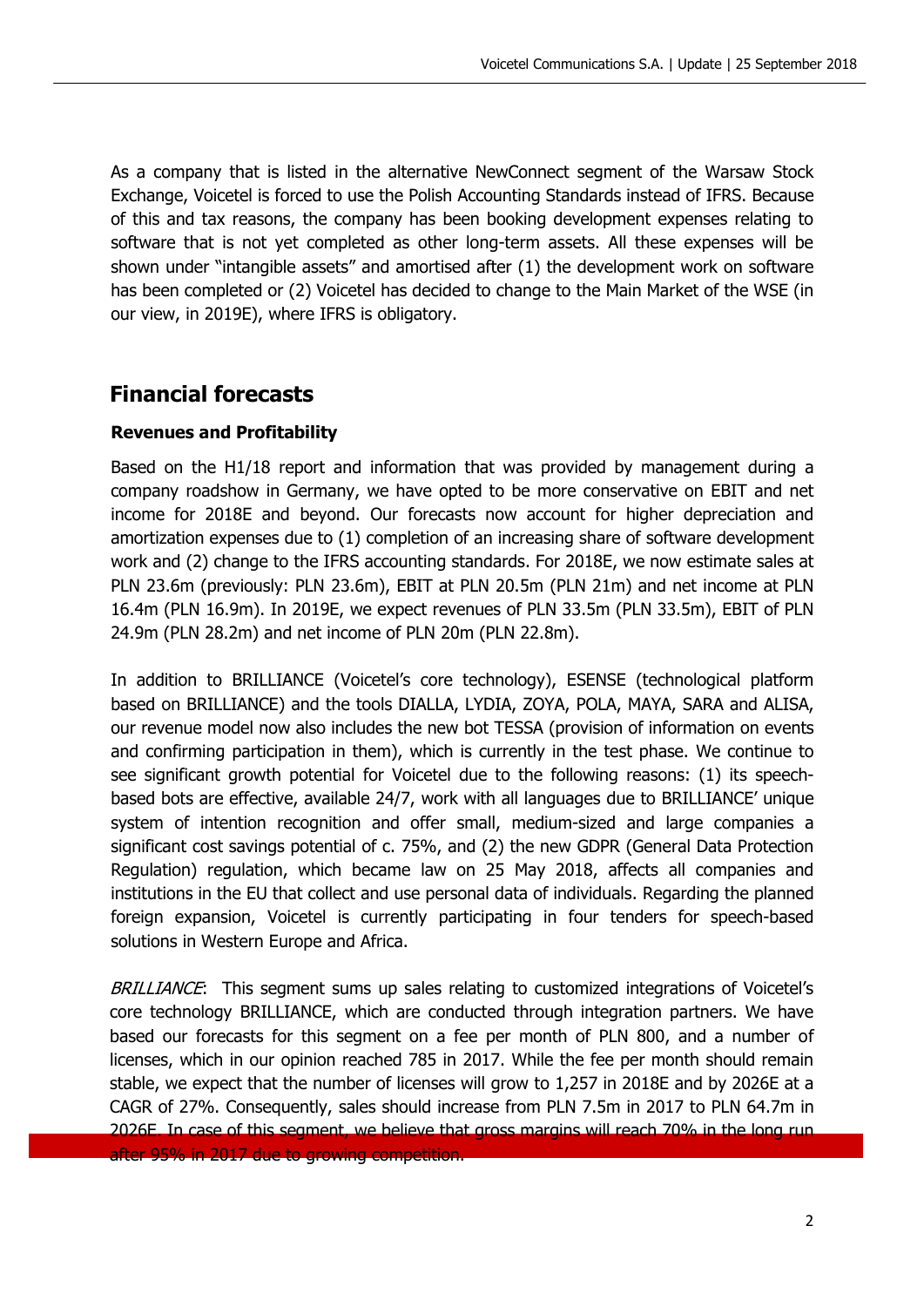As a company that is listed in the alternative NewConnect segment of the Warsaw Stock Exchange, Voicetel is forced to use the Polish Accounting Standards instead of IFRS. Because of this and tax reasons, the company has been booking development expenses relating to software that is not yet completed as other long-term assets. All these expenses will be shown under "intangible assets" and amortised after (1) the development work on software has been completed or (2) Voicetel has decided to change to the Main Market of the WSE (in our view, in 2019E), where IFRS is obligatory.

## Financial forecasts

### Revenues and Profitability

Based on the H1/18 report and information that was provided by management during a company roadshow in Germany, we have opted to be more conservative on EBIT and net income for 2018E and beyond. Our forecasts now account for higher depreciation and amortization expenses due to (1) completion of an increasing share of software development work and (2) change to the IFRS accounting standards. For 2018E, we now estimate sales at PLN 23.6m (previously: PLN 23.6m), EBIT at PLN 20.5m (PLN 21m) and net income at PLN 16.4m (PLN 16.9m). In 2019E, we expect revenues of PLN 33.5m (PLN 33.5m), EBIT of PLN 24.9m (PLN 28.2m) and net income of PLN 20m (PLN 22.8m).

In addition to BRILLIANCE (Voicetel's core technology), ESENSE (technological platform based on BRILLIANCE) and the tools DIALLA, LYDIA, ZOYA, POLA, MAYA, SARA and ALISA, our revenue model now also includes the new bot TESSA (provision of information on events and confirming participation in them), which is currently in the test phase. We continue to see significant growth potential for Voicetel due to the following reasons: (1) its speech-based bots are effective, available 24/7, work with all languages due to BRILLIANCE' unique system of intention recognition and offer small, medium-sized and large companies a significant cost savings potential of c. 75%, and (2) the new GDPR (General Data Protection Regulation) regulation, which became law on 25 May 2018, affects all companies and institutions in the EU that collect and use personal data of individuals. Regarding the planned foreign expansion, Voicetel is currently participating in four tenders for speech-based solutions in Western Europe and Africa.

*BRILLIANCE*: This segment sums up sales relating to customized integrations of Voicetel's core technology BRILLIANCE, which are conducted through integration partners. We have based our forecasts for this segment on a fee per month of PLN 800, and a number of licenses, which in our opinion reached 785 in 2017. While the fee per month should remain stable, we expect that the number of licenses will grow to 1,257 in 2018E and by 2026E at a CAGR of 27%. Consequently, sales should increase from PLN 7.5m in 2017 to PLN 64.7m in 2026E. In case of this segment, we believe that gross margins will reach 70% in the long run after 95% in 2017 due to growing competition.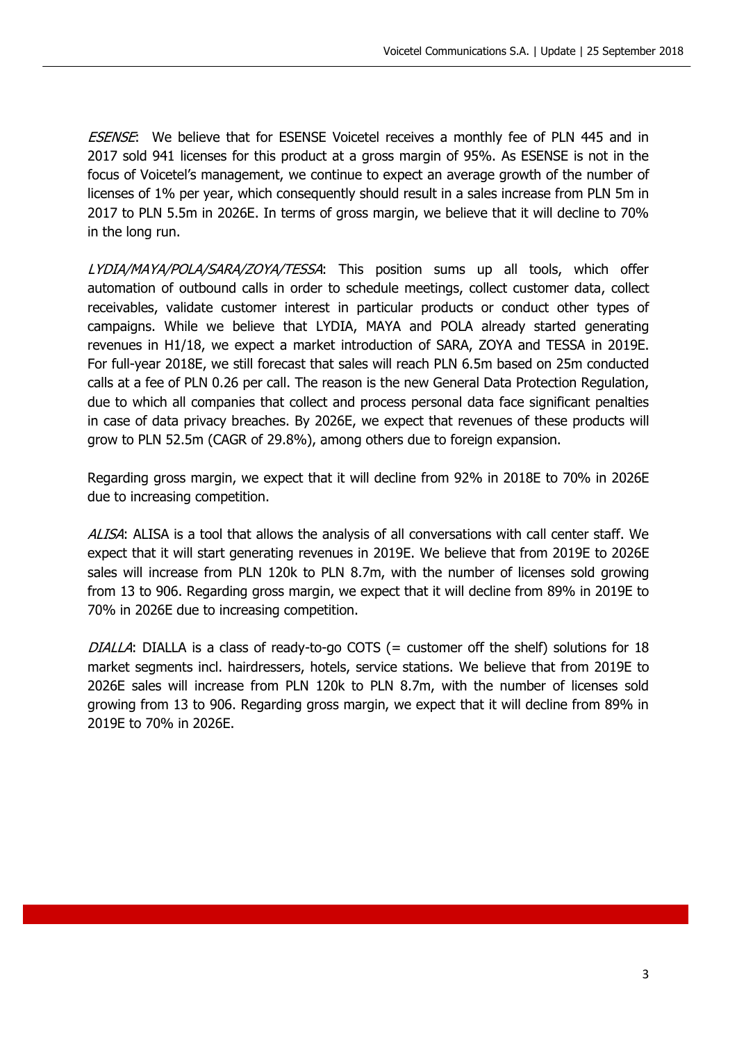*ESENSE*: We believe that for ESENSE Voicetel receives a monthly fee of PLN 445 and in 2017 sold 941 licenses for this product at a gross margin of 95%. As ESENSE is not in the focus of Voicetel's management, we continue to expect an average growth of the number of licenses of 1% per year, which consequently should result in a sales increase from PLN 5m in 2017 to PLN 5.5m in 2026E. In terms of gross margin, we believe that it will decline to 70% in the long run.

*LYDIA/MAYA/POLA/SARA/ZOYA/TESSA*: This position sums up all tools, which offer automation of outbound calls in order to schedule meetings, collect customer data, collect receivables, validate customer interest in particular products or conduct other types of campaigns. While we believe that LYDIA, MAYA and POLA already started generating revenues in H1/18, we expect a market introduction of SARA, ZOYA and TESSA in 2019E. For full-year 2018E, we still forecast that sales will reach PLN 6.5m based on 25m conducted calls at a fee of PLN 0.26 per call. The reason is the new General Data Protection Regulation, due to which all companies that collect and process personal data face significant penalties in case of data privacy breaches. By 2026E, we expect that revenues of these products will grow to PLN 52.5m (CAGR of 29.8%), among others due to foreign expansion.

Regarding gross margin, we expect that it will decline from 92% in 2018E to 70% in 2026E due to increasing competition.

*ALISA*: ALISA is a tool that allows the analysis of all conversations with call center staff. We expect that it will start generating revenues in 2019E. We believe that from 2019E to 2026E sales will increase from PLN 120k to PLN 8.7m, with the number of licenses sold growing from 13 to 906. Regarding gross margin, we expect that it will decline from 89% in 2019E to 70% in 2026E due to increasing competition.

*DIALLA*: DIALLA is a class of ready-to-go COTS (= customer off the shelf) solutions for 18 market segments incl. hairdressers, hotels, service stations. We believe that from 2019E to 2026E sales will increase from PLN 120k to PLN 8.7m, with the number of licenses sold growing from 13 to 906. Regarding gross margin, we expect that it will decline from 89% in 2019E to 70% in 2026E.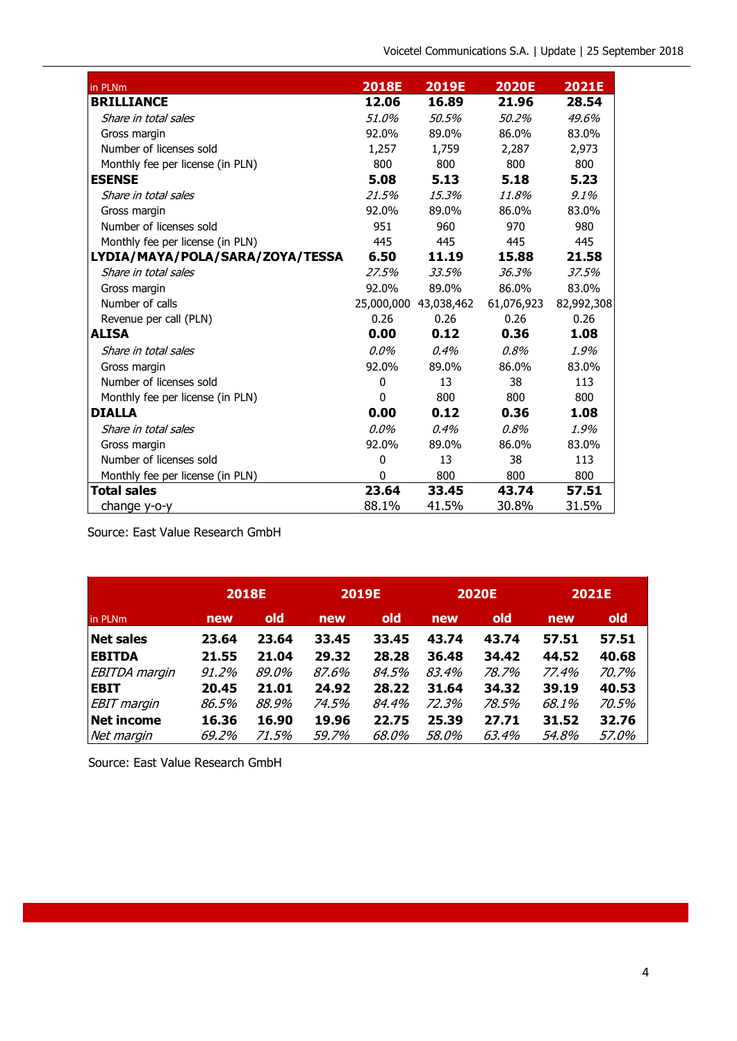| in PLNm | 2018E | 2019E | 2020E | 2021E |
|---|---|---|---|---|
| **BRILLIANCE** | **12.06** | **16.89** | **21.96** | **28.54** |
| *Share in total sales* | *51.0%* | *50.5%* | *50.2%* | *49.6%* |
| Gross margin | 92.0% | 89.0% | 86.0% | 83.0% |
| Number of licenses sold | 1,257 | 1,759 | 2,287 | 2,973 |
| Monthly fee per license (in PLN) | 800 | 800 | 800 | 800 |
| **ESENSE** | **5.08** | **5.13** | **5.18** | **5.23** |
| *Share in total sales* | *21.5%* | *15.3%* | *11.8%* | *9.1%* |
| Gross margin | 92.0% | 89.0% | 86.0% | 83.0% |
| Number of licenses sold | 951 | 960 | 970 | 980 |
| Monthly fee per license (in PLN) | 445 | 445 | 445 | 445 |
| **LYDIA/MAYA/POLA/SARA/ZOYA/TESSA** | **6.50** | **11.19** | **15.88** | **21.58** |
| *Share in total sales* | *27.5%* | *33.5%* | *36.3%* | *37.5%* |
| Gross margin | 92.0% | 89.0% | 86.0% | 83.0% |
| Number of calls | 25,000,000 | 43,038,462 | 61,076,923 | 82,992,308 |
| Revenue per call (PLN) | 0.26 | 0.26 | 0.26 | 0.26 |
| **ALISA** | **0.00** | **0.12** | **0.36** | **1.08** |
| *Share in total sales* | *0.0%* | *0.4%* | *0.8%* | *1.9%* |
| Gross margin | 92.0% | 89.0% | 86.0% | 83.0% |
| Number of licenses sold | 0 | 13 | 38 | 113 |
| Monthly fee per license (in PLN) | 0 | 800 | 800 | 800 |
| **DIALLA** | **0.00** | **0.12** | **0.36** | **1.08** |
| *Share in total sales* | *0.0%* | *0.4%* | *0.8%* | *1.9%* |
| Gross margin | 92.0% | 89.0% | 86.0% | 83.0% |
| Number of licenses sold | 0 | 13 | 38 | 113 |
| Monthly fee per license (in PLN) | 0 | 800 | 800 | 800 |
| **Total sales** | **23.64** | **33.45** | **43.74** | **57.51** |
| change y-o-y | 88.1% | 41.5% | 30.8% | 31.5% |

Source: East Value Research GmbH

| | 2018E | | 2019E | | 2020E | | 2021E | |
|---|---|---|---|---|---|---|---|---|
| in PLNm | new | old | new | old | new | old | new | old |
| **Net sales** | **23.64** | **23.64** | **33.45** | **33.45** | **43.74** | **43.74** | **57.51** | **57.51** |
| **EBITDA** | **21.55** | **21.04** | **29.32** | **28.28** | **36.48** | **34.42** | **44.52** | **40.68** |
| *EBITDA margin* | *91.2%* | *89.0%* | *87.6%* | *84.5%* | *83.4%* | *78.7%* | *77.4%* | *70.7%* |
| **EBIT** | **20.45** | **21.01** | **24.92** | **28.22** | **31.64** | **34.32** | **39.19** | **40.53** |
| *EBIT margin* | *86.5%* | *88.9%* | *74.5%* | *84.4%* | *72.3%* | *78.5%* | *68.1%* | *70.5%* |
| **Net income** | **16.36** | **16.90** | **19.96** | **22.75** | **25.39** | **27.71** | **31.52** | **32.76** |
| *Net margin* | *69.2%* | *71.5%* | *59.7%* | *68.0%* | *58.0%* | *63.4%* | *54.8%* | *57.0%* |

Source: East Value Research GmbH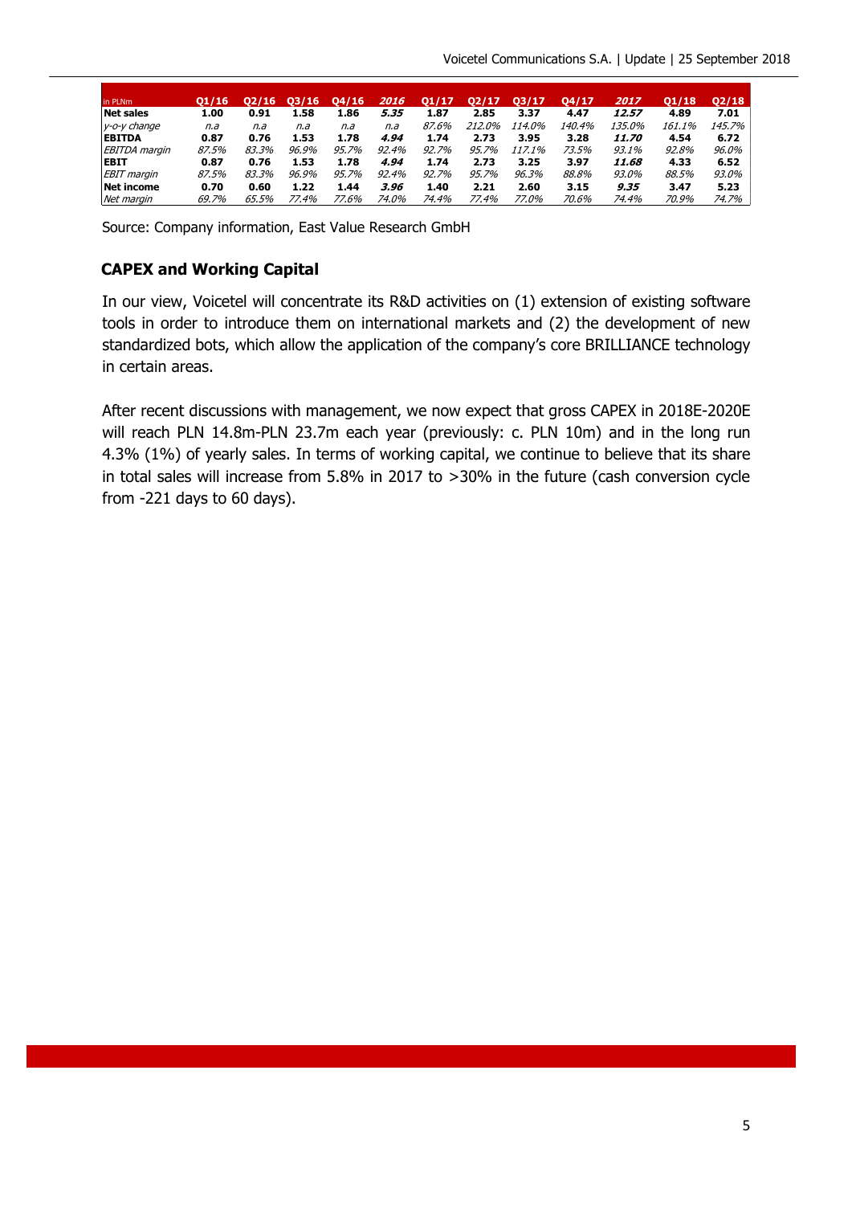| in PLNm | Q1/16 | Q2/16 | Q3/16 | Q4/16 | *2016* | Q1/17 | Q2/17 | Q3/17 | Q4/17 | *2017* | Q1/18 | Q2/18 |
|---|---|---|---|---|---|---|---|---|---|---|---|---|
| **Net sales** | **1.00** | **0.91** | **1.58** | **1.86** | ***5.35*** | **1.87** | **2.85** | **3.37** | **4.47** | ***12.57*** | **4.89** | **7.01** |
| *y-o-y change* | *n.a* | *n.a* | *n.a* | *n.a* | *n.a* | *87.6%* | *212.0%* | *114.0%* | *140.4%* | *135.0%* | *161.1%* | *145.7%* |
| **EBITDA** | **0.87** | **0.76** | **1.53** | **1.78** | ***4.94*** | **1.74** | **2.73** | **3.95** | **3.28** | ***11.70*** | **4.54** | **6.72** |
| *EBITDA margin* | *87.5%* | *83.3%* | *96.9%* | *95.7%* | *92.4%* | *92.7%* | *95.7%* | *117.1%* | *73.5%* | *93.1%* | *92.8%* | *96.0%* |
| **EBIT** | **0.87** | **0.76** | **1.53** | **1.78** | ***4.94*** | **1.74** | **2.73** | **3.25** | **3.97** | ***11.68*** | **4.33** | **6.52** |
| *EBIT margin* | *87.5%* | *83.3%* | *96.9%* | *95.7%* | *92.4%* | *92.7%* | *95.7%* | *96.3%* | *88.8%* | *93.0%* | *88.5%* | *93.0%* |
| **Net income** | **0.70** | **0.60** | **1.22** | **1.44** | ***3.96*** | **1.40** | **2.21** | **2.60** | **3.15** | ***9.35*** | **3.47** | **5.23** |
| *Net margin* | *69.7%* | *65.5%* | *77.4%* | *77.6%* | *74.0%* | *74.4%* | *77.4%* | *77.0%* | *70.6%* | *74.4%* | *70.9%* | *74.7%* |

Source: Company information, East Value Research GmbH

## CAPEX and Working Capital

In our view, Voicetel will concentrate its R&D activities on (1) extension of existing software tools in order to introduce them on international markets and (2) the development of new standardized bots, which allow the application of the company's core BRILLIANCE technology in certain areas.

After recent discussions with management, we now expect that gross CAPEX in 2018E-2020E will reach PLN 14.8m-PLN 23.7m each year (previously: c. PLN 10m) and in the long run 4.3% (1%) of yearly sales. In terms of working capital, we continue to believe that its share in total sales will increase from 5.8% in 2017 to >30% in the future (cash conversion cycle from -221 days to 60 days).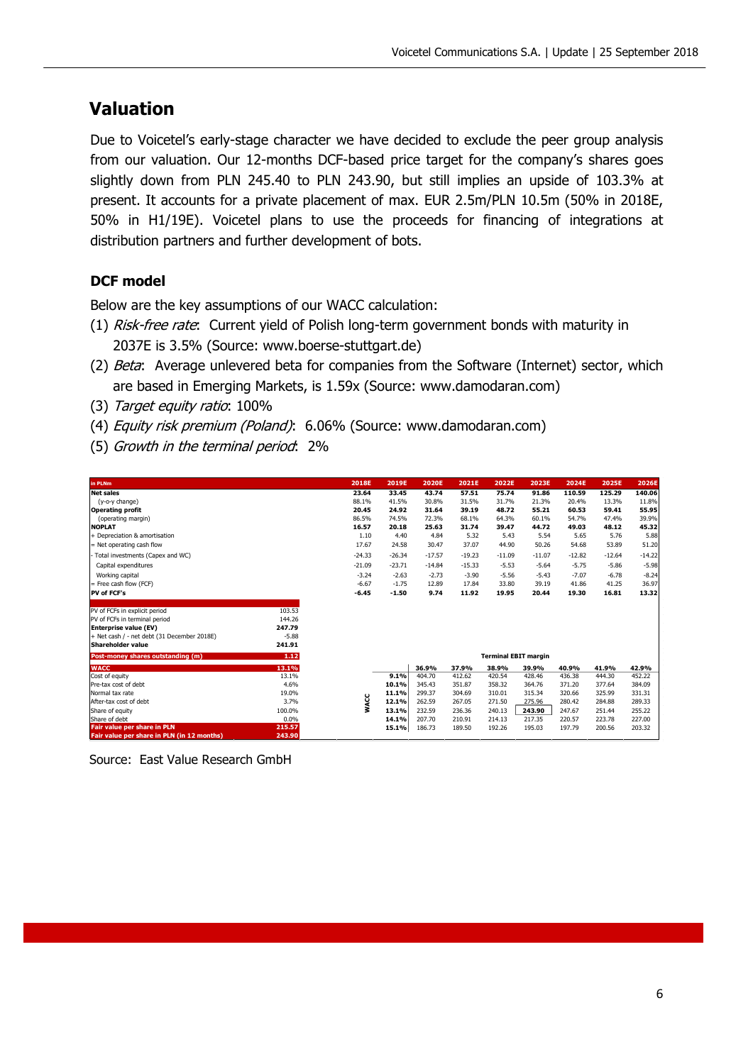## Valuation

Due to Voicetel's early-stage character we have decided to exclude the peer group analysis from our valuation. Our 12-months DCF-based price target for the company's shares goes slightly down from PLN 245.40 to PLN 243.90, but still implies an upside of 103.3% at present. It accounts for a private placement of max. EUR 2.5m/PLN 10.5m (50% in 2018E, 50% in H1/19E). Voicetel plans to use the proceeds for financing of integrations at distribution partners and further development of bots.

### DCF model

Below are the key assumptions of our WACC calculation:

(1) *Risk-free rate*: Current yield of Polish long-term government bonds with maturity in 2037E is 3.5% (Source: www.boerse-stuttgart.de)

(2) *Beta*: Average unlevered beta for companies from the Software (Internet) sector, which are based in Emerging Markets, is 1.59x (Source: www.damodaran.com)

(3) *Target equity ratio*: 100%

(4) *Equity risk premium (Poland)*: 6.06% (Source: www.damodaran.com)

(5) *Growth in the terminal period*: 2%

| in PLNm | 2018E | 2019E | 2020E | 2021E | 2022E | 2023E | 2024E | 2025E | 2026E |
|---|---|---|---|---|---|---|---|---|---|
| **Net sales** | **23.64** | **33.45** | **43.74** | **57.51** | **75.74** | **91.86** | **110.59** | **125.29** | **140.06** |
| (y-o-y change) | 88.1% | 41.5% | 30.8% | 31.5% | 31.7% | 21.3% | 20.4% | 13.3% | 11.8% |
| **Operating profit** | **20.45** | **24.92** | **31.64** | **39.19** | **48.72** | **55.21** | **60.53** | **59.41** | **55.95** |
| (operating margin) | 86.5% | 74.5% | 72.3% | 68.1% | 64.3% | 60.1% | 54.7% | 47.4% | 39.9% |
| **NOPLAT** | **16.57** | **20.18** | **25.63** | **31.74** | **39.47** | **44.72** | **49.03** | **48.12** | **45.32** |
| + Depreciation & amortisation | 1.10 | 4.40 | 4.84 | 5.32 | 5.43 | 5.54 | 5.65 | 5.76 | 5.88 |
| = Net operating cash flow | 17.67 | 24.58 | 30.47 | 37.07 | 44.90 | 50.26 | 54.68 | 53.89 | 51.20 |
| - Total investments (Capex and WC) | -24.33 | -26.34 | -17.57 | -19.23 | -11.09 | -11.07 | -12.82 | -12.64 | -14.22 |
| Capital expenditures | -21.09 | -23.71 | -14.84 | -15.33 | -5.53 | -5.64 | -5.75 | -5.86 | -5.98 |
| Working capital | -3.24 | -2.63 | -2.73 | -3.90 | -5.56 | -5.43 | -7.07 | -6.78 | -8.24 |
| = Free cash flow (FCF) | -6.67 | -1.75 | 12.89 | 17.84 | 33.80 | 39.19 | 41.86 | 41.25 | 36.97 |
| **PV of FCF's** | **-6.45** | **-1.50** | **9.74** | **11.92** | **19.95** | **20.44** | **19.30** | **16.81** | **13.32** |

| | |
|---|---|
| PV of FCFs in explicit period | 103.53 |
| PV of FCFs in terminal period | 144.26 |
| **Enterprise value (EV)** | **247.79** |
| + Net cash / - net debt (31 December 2018E) | -5.88 |
| **Shareholder value** | **241.91** |
| **Post-money shares outstanding (m)** | **1.12** |
| **WACC** | **13.1%** |
| Cost of equity | 13.1% |
| Pre-tax cost of debt | 4.6% |
| Normal tax rate | 19.0% |
| After-tax cost of debt | 3.7% |
| Share of equity | 100.0% |
| Share of debt | 0.0% |
| **Fair value per share in PLN** | **215.57** |
| **Fair value per share in PLN (in 12 months)** | **243.90** |

| WACC \ Terminal EBIT margin | 36.9% | 37.9% | 38.9% | 39.9% | 40.9% | 41.9% | 42.9% |
|---|---|---|---|---|---|---|---|
| **9.1%** | 404.70 | 412.62 | 420.54 | 428.46 | 436.38 | 444.30 | 452.22 |
| **10.1%** | 345.43 | 351.87 | 358.32 | 364.76 | 371.20 | 377.64 | 384.09 |
| **11.1%** | 299.37 | 304.69 | 310.01 | 315.34 | 320.66 | 325.99 | 331.31 |
| **12.1%** | 262.59 | 267.05 | 271.50 | 275.96 | 280.42 | 284.88 | 289.33 |
| **13.1%** | 232.59 | 236.36 | 240.13 | **243.90** | 247.67 | 251.44 | 255.22 |
| **14.1%** | 207.70 | 210.91 | 214.13 | 217.35 | 220.57 | 223.78 | 227.00 |
| **15.1%** | 186.73 | 189.50 | 192.26 | 195.03 | 197.79 | 200.56 | 203.32 |

Source: East Value Research GmbH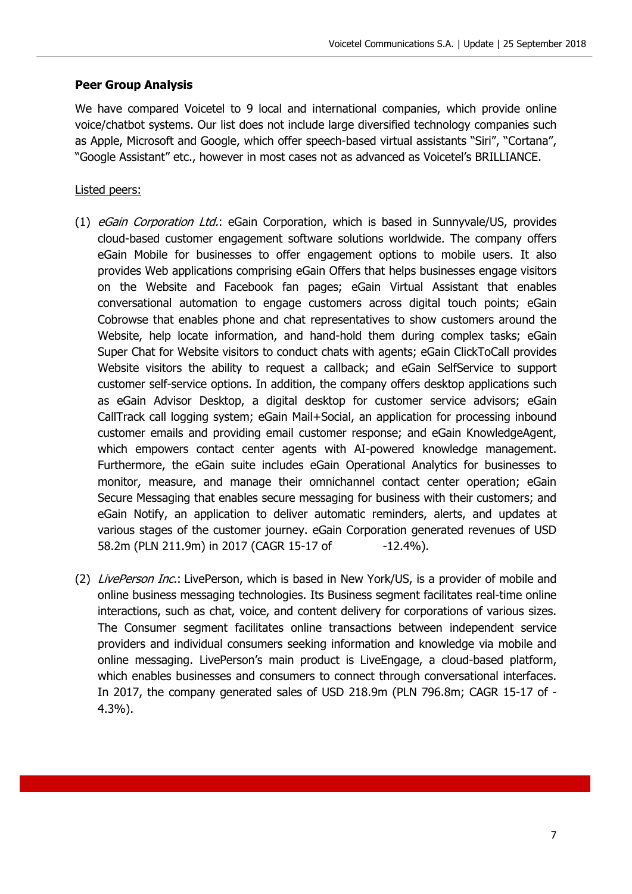**Peer Group Analysis**

We have compared Voicetel to 9 local and international companies, which provide online voice/chatbot systems. Our list does not include large diversified technology companies such as Apple, Microsoft and Google, which offer speech-based virtual assistants "Siri", "Cortana", "Google Assistant" etc., however in most cases not as advanced as Voicetel's BRILLIANCE.

Listed peers:

(1) *eGain Corporation Ltd.*: eGain Corporation, which is based in Sunnyvale/US, provides cloud-based customer engagement software solutions worldwide. The company offers eGain Mobile for businesses to offer engagement options to mobile users. It also provides Web applications comprising eGain Offers that helps businesses engage visitors on the Website and Facebook fan pages; eGain Virtual Assistant that enables conversational automation to engage customers across digital touch points; eGain Cobrowse that enables phone and chat representatives to show customers around the Website, help locate information, and hand-hold them during complex tasks; eGain Super Chat for Website visitors to conduct chats with agents; eGain ClickToCall provides Website visitors the ability to request a callback; and eGain SelfService to support customer self-service options. In addition, the company offers desktop applications such as eGain Advisor Desktop, a digital desktop for customer service advisors; eGain CallTrack call logging system; eGain Mail+Social, an application for processing inbound customer emails and providing email customer response; and eGain KnowledgeAgent, which empowers contact center agents with AI-powered knowledge management. Furthermore, the eGain suite includes eGain Operational Analytics for businesses to monitor, measure, and manage their omnichannel contact center operation; eGain Secure Messaging that enables secure messaging for business with their customers; and eGain Notify, an application to deliver automatic reminders, alerts, and updates at various stages of the customer journey. eGain Corporation generated revenues of USD 58.2m (PLN 211.9m) in 2017 (CAGR 15-17 of -12.4%).

(2) *LivePerson Inc.*: LivePerson, which is based in New York/US, is a provider of mobile and online business messaging technologies. Its Business segment facilitates real-time online interactions, such as chat, voice, and content delivery for corporations of various sizes. The Consumer segment facilitates online transactions between independent service providers and individual consumers seeking information and knowledge via mobile and online messaging. LivePerson's main product is LiveEngage, a cloud-based platform, which enables businesses and consumers to connect through conversational interfaces. In 2017, the company generated sales of USD 218.9m (PLN 796.8m; CAGR 15-17 of -4.3%).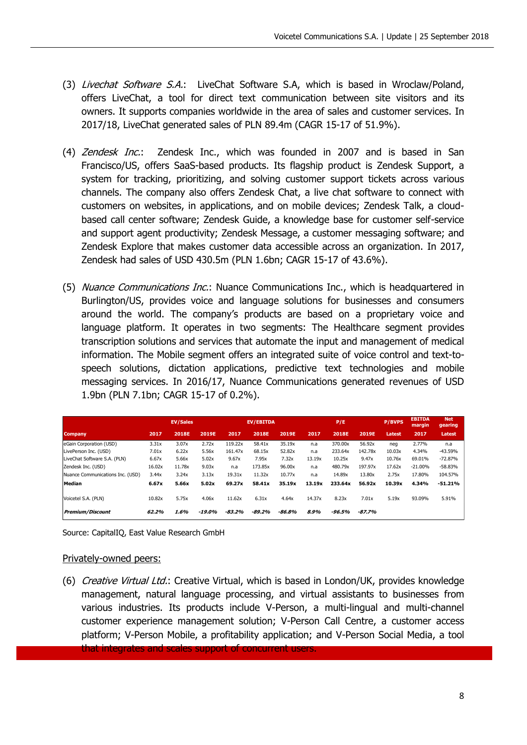(3) *Livechat Software S.A.*: LiveChat Software S.A, which is based in Wroclaw/Poland, offers LiveChat, a tool for direct text communication between site visitors and its owners. It supports companies worldwide in the area of sales and customer services. In 2017/18, LiveChat generated sales of PLN 89.4m (CAGR 15-17 of 51.9%).

(4) *Zendesk Inc.*: Zendesk Inc., which was founded in 2007 and is based in San Francisco/US, offers SaaS-based products. Its flagship product is Zendesk Support, a system for tracking, prioritizing, and solving customer support tickets across various channels. The company also offers Zendesk Chat, a live chat software to connect with customers on websites, in applications, and on mobile devices; Zendesk Talk, a cloud-based call center software; Zendesk Guide, a knowledge base for customer self-service and support agent productivity; Zendesk Message, a customer messaging software; and Zendesk Explore that makes customer data accessible across an organization. In 2017, Zendesk had sales of USD 430.5m (PLN 1.6bn; CAGR 15-17 of 43.6%).

(5) *Nuance Communications Inc.*: Nuance Communications Inc., which is headquartered in Burlington/US, provides voice and language solutions for businesses and consumers around the world. The company's products are based on a proprietary voice and language platform. It operates in two segments: The Healthcare segment provides transcription solutions and services that automate the input and management of medical information. The Mobile segment offers an integrated suite of voice control and text-to-speech solutions, dictation applications, predictive text technologies and mobile messaging services. In 2016/17, Nuance Communications generated revenues of USD 1.9bn (PLN 7.1bn; CAGR 15-17 of 0.2%).

| | EV/Sales | | | EV/EBITDA | | | P/E | | | P/BVPS | EBITDA margin | Net gearing |
|---|---|---|---|---|---|---|---|---|---|---|---|---|
| **Company** | **2017** | **2018E** | **2019E** | **2017** | **2018E** | **2019E** | **2017** | **2018E** | **2019E** | **Latest** | **2017** | **Latest** |
| eGain Corporation (USD) | 3.31x | 3.07x | 2.72x | 119.22x | 58.41x | 35.19x | n.a | 370.00x | 56.92x | neg | 2.77% | n.a |
| LivePerson Inc. (USD) | 7.01x | 6.22x | 5.56x | 161.47x | 68.15x | 52.82x | n.a | 233.64x | 142.78x | 10.03x | 4.34% | -43.59% |
| LiveChat Software S.A. (PLN) | 6.67x | 5.66x | 5.02x | 9.67x | 7.95x | 7.32x | 13.19x | 10.25x | 9.47x | 10.76x | 69.01% | -72.87% |
| Zendesk Inc. (USD) | 16.02x | 11.78x | 9.03x | n.a | 173.85x | 96.00x | n.a | 480.79x | 197.97x | 17.62x | -21.00% | -58.83% |
| Nuance Communications Inc. (USD) | 3.44x | 3.24x | 3.13x | 19.31x | 11.32x | 10.77x | n.a | 14.89x | 13.80x | 2.75x | 17.80% | 104.57% |
| **Median** | **6.67x** | **5.66x** | **5.02x** | **69.27x** | **58.41x** | **35.19x** | **13.19x** | **233.64x** | **56.92x** | **10.39x** | **4.34%** | **-51.21%** |
| Voicetel S.A. (PLN) | 10.82x | 5.75x | 4.06x | 11.62x | 6.31x | 4.64x | 14.37x | 8.23x | 7.01x | 5.19x | 93.09% | 5.91% |
| ***Premium/Discount*** | ***62.2%*** | ***1.6%*** | ***-19.0%*** | ***-83.2%*** | ***-89.2%*** | ***-86.8%*** | ***8.9%*** | ***-96.5%*** | ***-87.7%*** | | | |

Source: CapitalQ, East Value Research GmbH

Privately-owned peers:

(6) *Creative Virtual Ltd.*: Creative Virtual, which is based in London/UK, provides knowledge management, natural language processing, and virtual assistants to businesses from various industries. Its products include V-Person, a multi-lingual and multi-channel customer experience management solution; V-Person Call Centre, a customer access platform; V-Person Mobile, a profitability application; and V-Person Social Media, a tool that integrates and scales support of concurrent users.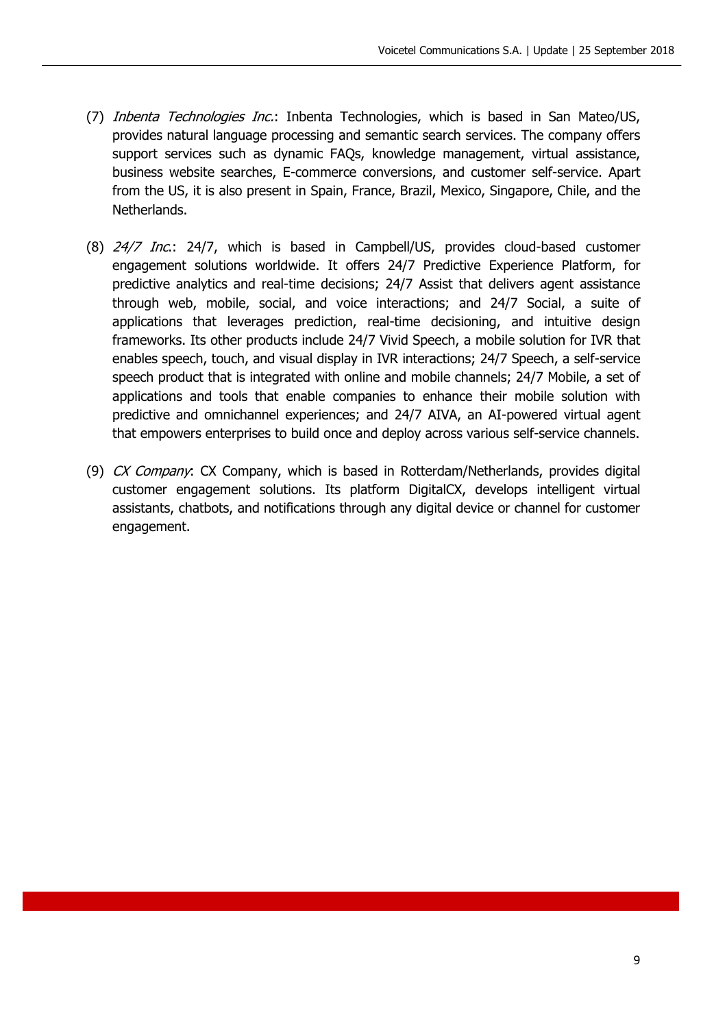(7) *Inbenta Technologies Inc.*: Inbenta Technologies, which is based in San Mateo/US, provides natural language processing and semantic search services. The company offers support services such as dynamic FAQs, knowledge management, virtual assistance, business website searches, E-commerce conversions, and customer self-service. Apart from the US, it is also present in Spain, France, Brazil, Mexico, Singapore, Chile, and the Netherlands.

(8) *24/7 Inc.*: 24/7, which is based in Campbell/US, provides cloud-based customer engagement solutions worldwide. It offers 24/7 Predictive Experience Platform, for predictive analytics and real-time decisions; 24/7 Assist that delivers agent assistance through web, mobile, social, and voice interactions; and 24/7 Social, a suite of applications that leverages prediction, real-time decisioning, and intuitive design frameworks. Its other products include 24/7 Vivid Speech, a mobile solution for IVR that enables speech, touch, and visual display in IVR interactions; 24/7 Speech, a self-service speech product that is integrated with online and mobile channels; 24/7 Mobile, a set of applications and tools that enable companies to enhance their mobile solution with predictive and omnichannel experiences; and 24/7 AIVA, an AI-powered virtual agent that empowers enterprises to build once and deploy across various self-service channels.

(9) *CX Company*: CX Company, which is based in Rotterdam/Netherlands, provides digital customer engagement solutions. Its platform DigitalCX, develops intelligent virtual assistants, chatbots, and notifications through any digital device or channel for customer engagement.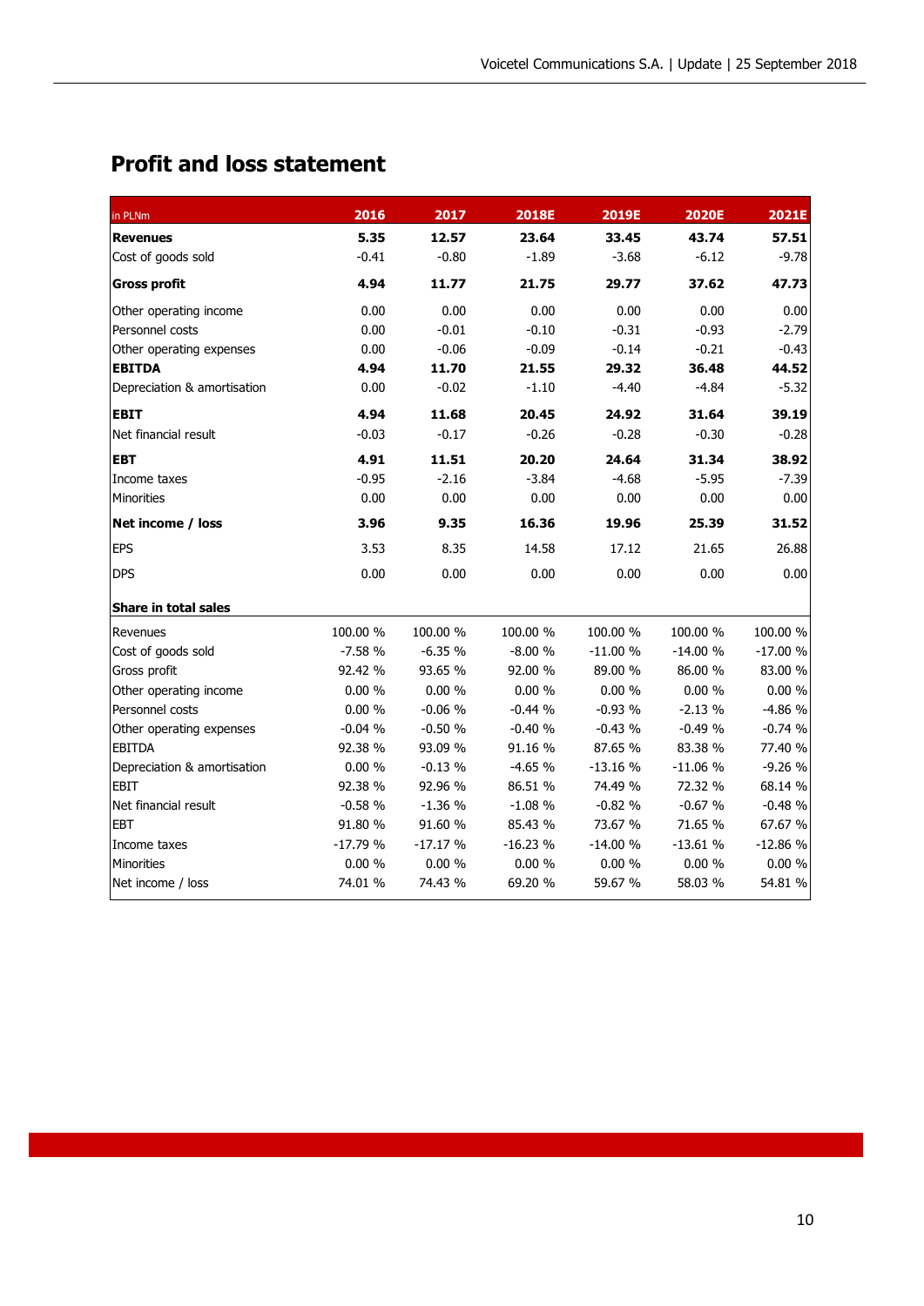## Profit and loss statement

| in PLNm | 2016 | 2017 | 2018E | 2019E | 2020E | 2021E |
|---|---|---|---|---|---|---|
| **Revenues** | **5.35** | **12.57** | **23.64** | **33.45** | **43.74** | **57.51** |
| Cost of goods sold | -0.41 | -0.80 | -1.89 | -3.68 | -6.12 | -9.78 |
| **Gross profit** | **4.94** | **11.77** | **21.75** | **29.77** | **37.62** | **47.73** |
| Other operating income | 0.00 | 0.00 | 0.00 | 0.00 | 0.00 | 0.00 |
| Personnel costs | 0.00 | -0.01 | -0.10 | -0.31 | -0.93 | -2.79 |
| Other operating expenses | 0.00 | -0.06 | -0.09 | -0.14 | -0.21 | -0.43 |
| **EBITDA** | **4.94** | **11.70** | **21.55** | **29.32** | **36.48** | **44.52** |
| Depreciation & amortisation | 0.00 | -0.02 | -1.10 | -4.40 | -4.84 | -5.32 |
| **EBIT** | **4.94** | **11.68** | **20.45** | **24.92** | **31.64** | **39.19** |
| Net financial result | -0.03 | -0.17 | -0.26 | -0.28 | -0.30 | -0.28 |
| **EBT** | **4.91** | **11.51** | **20.20** | **24.64** | **31.34** | **38.92** |
| Income taxes | -0.95 | -2.16 | -3.84 | -4.68 | -5.95 | -7.39 |
| Minorities | 0.00 | 0.00 | 0.00 | 0.00 | 0.00 | 0.00 |
| **Net income / loss** | **3.96** | **9.35** | **16.36** | **19.96** | **25.39** | **31.52** |
| EPS | 3.53 | 8.35 | 14.58 | 17.12 | 21.65 | 26.88 |
| DPS | 0.00 | 0.00 | 0.00 | 0.00 | 0.00 | 0.00 |
| **Share in total sales** | | | | | | |
| Revenues | 100.00 % | 100.00 % | 100.00 % | 100.00 % | 100.00 % | 100.00 % |
| Cost of goods sold | -7.58 % | -6.35 % | -8.00 % | -11.00 % | -14.00 % | -17.00 % |
| Gross profit | 92.42 % | 93.65 % | 92.00 % | 89.00 % | 86.00 % | 83.00 % |
| Other operating income | 0.00 % | 0.00 % | 0.00 % | 0.00 % | 0.00 % | 0.00 % |
| Personnel costs | 0.00 % | -0.06 % | -0.44 % | -0.93 % | -2.13 % | -4.86 % |
| Other operating expenses | -0.04 % | -0.50 % | -0.40 % | -0.43 % | -0.49 % | -0.74 % |
| EBITDA | 92.38 % | 93.09 % | 91.16 % | 87.65 % | 83.38 % | 77.40 % |
| Depreciation & amortisation | 0.00 % | -0.13 % | -4.65 % | -13.16 % | -11.06 % | -9.26 % |
| EBIT | 92.38 % | 92.96 % | 86.51 % | 74.49 % | 72.32 % | 68.14 % |
| Net financial result | -0.58 % | -1.36 % | -1.08 % | -0.82 % | -0.67 % | -0.48 % |
| EBT | 91.80 % | 91.60 % | 85.43 % | 73.67 % | 71.65 % | 67.67 % |
| Income taxes | -17.79 % | -17.17 % | -16.23 % | -14.00 % | -13.61 % | -12.86 % |
| Minorities | 0.00 % | 0.00 % | 0.00 % | 0.00 % | 0.00 % | 0.00 % |
| Net income / loss | 74.01 % | 74.43 % | 69.20 % | 59.67 % | 58.03 % | 54.81 % |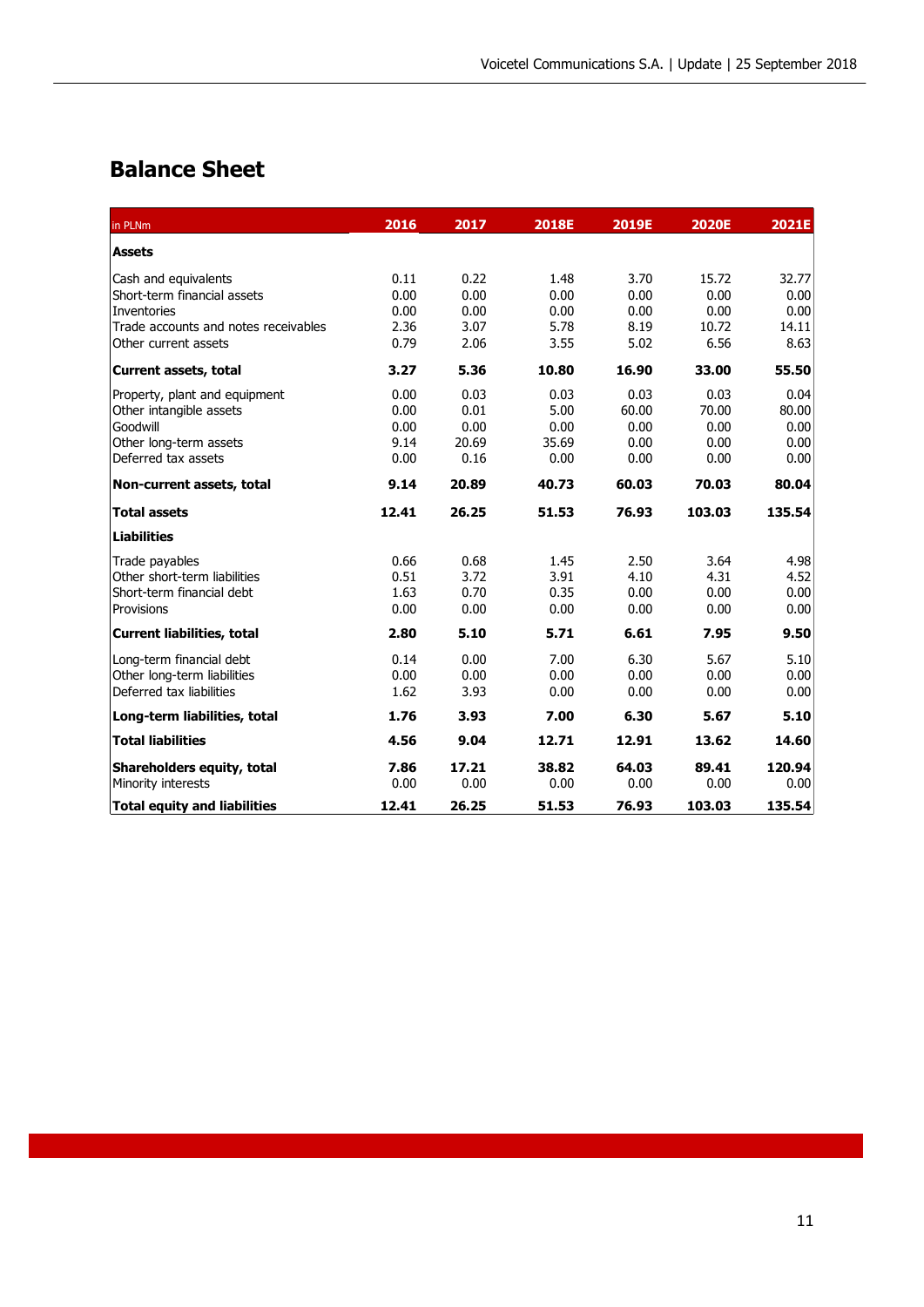## Balance Sheet

| in PLNm | 2016 | 2017 | 2018E | 2019E | 2020E | 2021E |
|---|---|---|---|---|---|---|
| **Assets** | | | | | | |
| Cash and equivalents | 0.11 | 0.22 | 1.48 | 3.70 | 15.72 | 32.77 |
| Short-term financial assets | 0.00 | 0.00 | 0.00 | 0.00 | 0.00 | 0.00 |
| Inventories | 0.00 | 0.00 | 0.00 | 0.00 | 0.00 | 0.00 |
| Trade accounts and notes receivables | 2.36 | 3.07 | 5.78 | 8.19 | 10.72 | 14.11 |
| Other current assets | 0.79 | 2.06 | 3.55 | 5.02 | 6.56 | 8.63 |
| **Current assets, total** | **3.27** | **5.36** | **10.80** | **16.90** | **33.00** | **55.50** |
| Property, plant and equipment | 0.00 | 0.03 | 0.03 | 0.03 | 0.03 | 0.04 |
| Other intangible assets | 0.00 | 0.01 | 5.00 | 60.00 | 70.00 | 80.00 |
| Goodwill | 0.00 | 0.00 | 0.00 | 0.00 | 0.00 | 0.00 |
| Other long-term assets | 9.14 | 20.69 | 35.69 | 0.00 | 0.00 | 0.00 |
| Deferred tax assets | 0.00 | 0.16 | 0.00 | 0.00 | 0.00 | 0.00 |
| **Non-current assets, total** | **9.14** | **20.89** | **40.73** | **60.03** | **70.03** | **80.04** |
| **Total assets** | **12.41** | **26.25** | **51.53** | **76.93** | **103.03** | **135.54** |
| **Liabilities** | | | | | | |
| Trade payables | 0.66 | 0.68 | 1.45 | 2.50 | 3.64 | 4.98 |
| Other short-term liabilities | 0.51 | 3.72 | 3.91 | 4.10 | 4.31 | 4.52 |
| Short-term financial debt | 1.63 | 0.70 | 0.35 | 0.00 | 0.00 | 0.00 |
| Provisions | 0.00 | 0.00 | 0.00 | 0.00 | 0.00 | 0.00 |
| **Current liabilities, total** | **2.80** | **5.10** | **5.71** | **6.61** | **7.95** | **9.50** |
| Long-term financial debt | 0.14 | 0.00 | 7.00 | 6.30 | 5.67 | 5.10 |
| Other long-term liabilities | 0.00 | 0.00 | 0.00 | 0.00 | 0.00 | 0.00 |
| Deferred tax liabilities | 1.62 | 3.93 | 0.00 | 0.00 | 0.00 | 0.00 |
| **Long-term liabilities, total** | **1.76** | **3.93** | **7.00** | **6.30** | **5.67** | **5.10** |
| **Total liabilities** | **4.56** | **9.04** | **12.71** | **12.91** | **13.62** | **14.60** |
| **Shareholders equity, total** | **7.86** | **17.21** | **38.82** | **64.03** | **89.41** | **120.94** |
| Minority interests | 0.00 | 0.00 | 0.00 | 0.00 | 0.00 | 0.00 |
| **Total equity and liabilities** | **12.41** | **26.25** | **51.53** | **76.93** | **103.03** | **135.54** |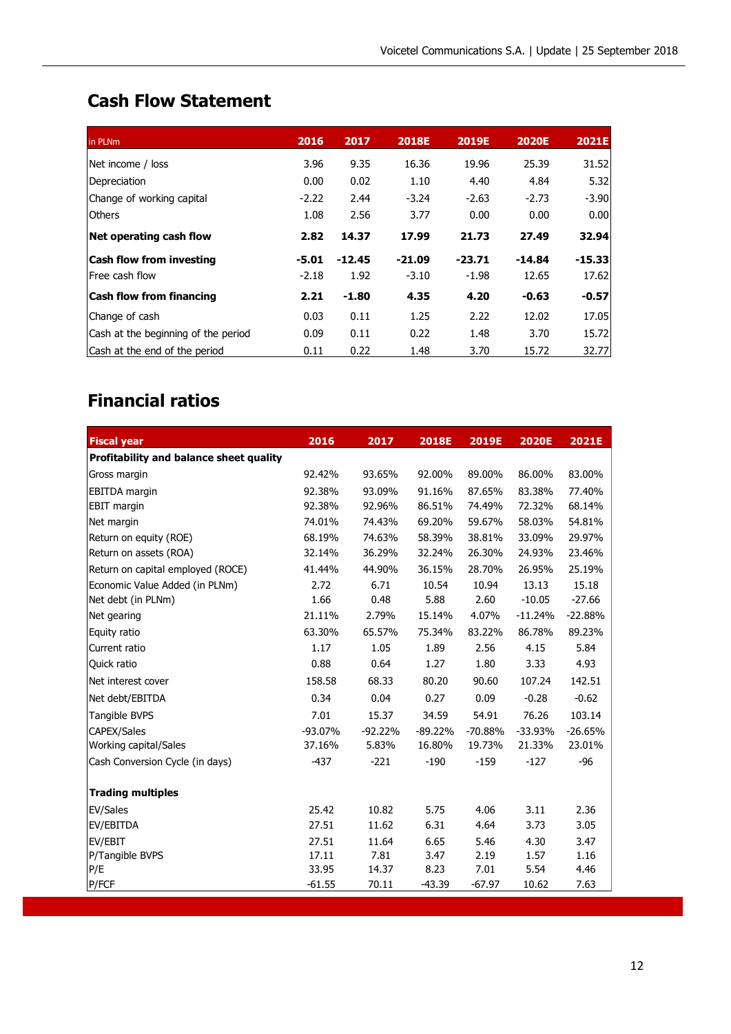## Cash Flow Statement

| in PLNm | 2016 | 2017 | 2018E | 2019E | 2020E | 2021E |
|---|---|---|---|---|---|---|
| Net income / loss | 3.96 | 9.35 | 16.36 | 19.96 | 25.39 | 31.52 |
| Depreciation | 0.00 | 0.02 | 1.10 | 4.40 | 4.84 | 5.32 |
| Change of working capital | -2.22 | 2.44 | -3.24 | -2.63 | -2.73 | -3.90 |
| Others | 1.08 | 2.56 | 3.77 | 0.00 | 0.00 | 0.00 |
| **Net operating cash flow** | **2.82** | **14.37** | **17.99** | **21.73** | **27.49** | **32.94** |
| **Cash flow from investing** | **-5.01** | **-12.45** | **-21.09** | **-23.71** | **-14.84** | **-15.33** |
| Free cash flow | -2.18 | 1.92 | -3.10 | -1.98 | 12.65 | 17.62 |
| **Cash flow from financing** | **2.21** | **-1.80** | **4.35** | **4.20** | **-0.63** | **-0.57** |
| Change of cash | 0.03 | 0.11 | 1.25 | 2.22 | 12.02 | 17.05 |
| Cash at the beginning of the period | 0.09 | 0.11 | 0.22 | 1.48 | 3.70 | 15.72 |
| Cash at the end of the period | 0.11 | 0.22 | 1.48 | 3.70 | 15.72 | 32.77 |

## Financial ratios

| Fiscal year | 2016 | 2017 | 2018E | 2019E | 2020E | 2021E |
|---|---|---|---|---|---|---|
| **Profitability and balance sheet quality** | | | | | | |
| Gross margin | 92.42% | 93.65% | 92.00% | 89.00% | 86.00% | 83.00% |
| EBITDA margin | 92.38% | 93.09% | 91.16% | 87.65% | 83.38% | 77.40% |
| EBIT margin | 92.38% | 92.96% | 86.51% | 74.49% | 72.32% | 68.14% |
| Net margin | 74.01% | 74.43% | 69.20% | 59.67% | 58.03% | 54.81% |
| Return on equity (ROE) | 68.19% | 74.63% | 58.39% | 38.81% | 33.09% | 29.97% |
| Return on assets (ROA) | 32.14% | 36.29% | 32.24% | 26.30% | 24.93% | 23.46% |
| Return on capital employed (ROCE) | 41.44% | 44.90% | 36.15% | 28.70% | 26.95% | 25.19% |
| Economic Value Added (in PLNm) | 2.72 | 6.71 | 10.54 | 10.94 | 13.13 | 15.18 |
| Net debt (in PLNm) | 1.66 | 0.48 | 5.88 | 2.60 | -10.05 | -27.66 |
| Net gearing | 21.11% | 2.79% | 15.14% | 4.07% | -11.24% | -22.88% |
| Equity ratio | 63.30% | 65.57% | 75.34% | 83.22% | 86.78% | 89.23% |
| Current ratio | 1.17 | 1.05 | 1.89 | 2.56 | 4.15 | 5.84 |
| Quick ratio | 0.88 | 0.64 | 1.27 | 1.80 | 3.33 | 4.93 |
| Net interest cover | 158.58 | 68.33 | 80.20 | 90.60 | 107.24 | 142.51 |
| Net debt/EBITDA | 0.34 | 0.04 | 0.27 | 0.09 | -0.28 | -0.62 |
| Tangible BVPS | 7.01 | 15.37 | 34.59 | 54.91 | 76.26 | 103.14 |
| CAPEX/Sales | -93.07% | -92.22% | -89.22% | -70.88% | -33.93% | -26.65% |
| Working capital/Sales | 37.16% | 5.83% | 16.80% | 19.73% | 21.33% | 23.01% |
| Cash Conversion Cycle (in days) | -437 | -221 | -190 | -159 | -127 | -96 |
| **Trading multiples** | | | | | | |
| EV/Sales | 25.42 | 10.82 | 5.75 | 4.06 | 3.11 | 2.36 |
| EV/EBITDA | 27.51 | 11.62 | 6.31 | 4.64 | 3.73 | 3.05 |
| EV/EBIT | 27.51 | 11.64 | 6.65 | 5.46 | 4.30 | 3.47 |
| P/Tangible BVPS | 17.11 | 7.81 | 3.47 | 2.19 | 1.57 | 1.16 |
| P/E | 33.95 | 14.37 | 8.23 | 7.01 | 5.54 | 4.46 |
| P/FCF | -61.55 | 70.11 | -43.39 | -67.97 | 10.62 | 7.63 |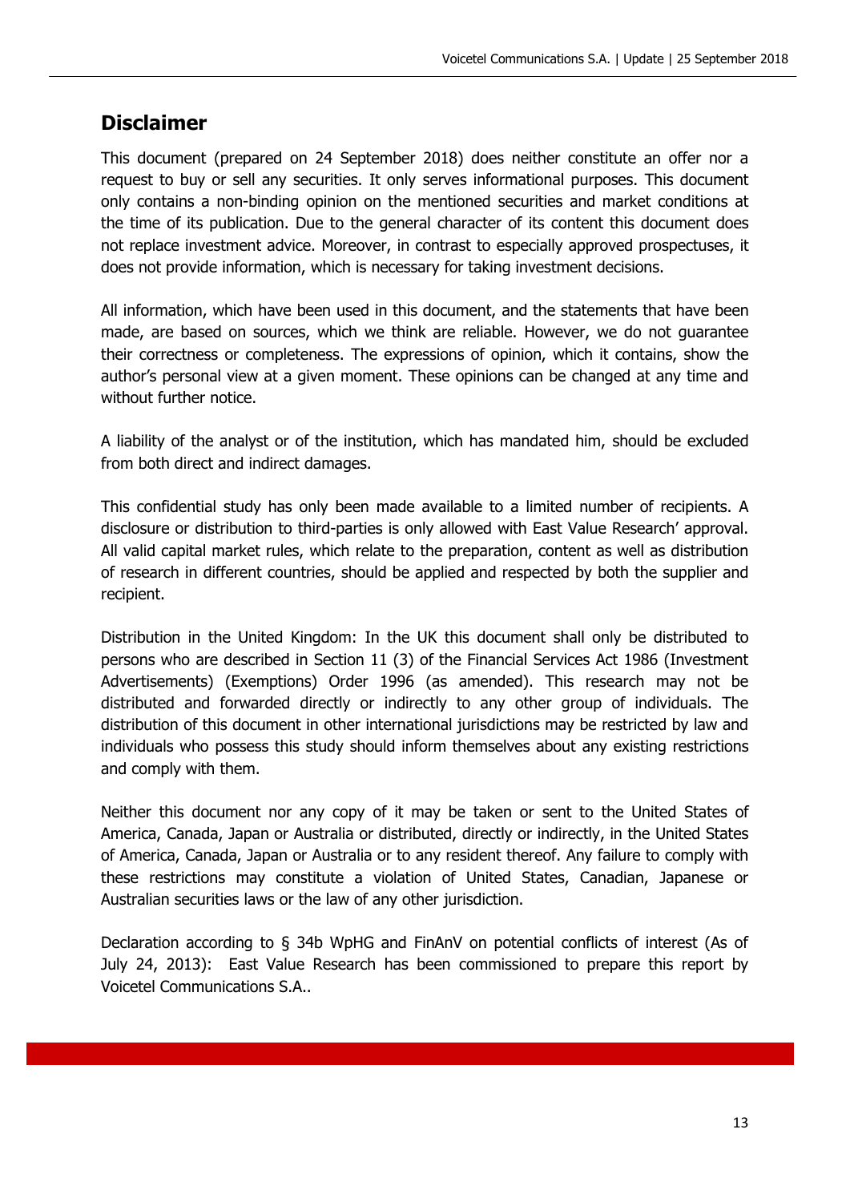## Disclaimer

This document (prepared on 24 September 2018) does neither constitute an offer nor a request to buy or sell any securities. It only serves informational purposes. This document only contains a non-binding opinion on the mentioned securities and market conditions at the time of its publication. Due to the general character of its content this document does not replace investment advice. Moreover, in contrast to especially approved prospectuses, it does not provide information, which is necessary for taking investment decisions.

All information, which have been used in this document, and the statements that have been made, are based on sources, which we think are reliable. However, we do not guarantee their correctness or completeness. The expressions of opinion, which it contains, show the author's personal view at a given moment. These opinions can be changed at any time and without further notice.

A liability of the analyst or of the institution, which has mandated him, should be excluded from both direct and indirect damages.

This confidential study has only been made available to a limited number of recipients. A disclosure or distribution to third-parties is only allowed with East Value Research' approval. All valid capital market rules, which relate to the preparation, content as well as distribution of research in different countries, should be applied and respected by both the supplier and recipient.

Distribution in the United Kingdom: In the UK this document shall only be distributed to persons who are described in Section 11 (3) of the Financial Services Act 1986 (Investment Advertisements) (Exemptions) Order 1996 (as amended). This research may not be distributed and forwarded directly or indirectly to any other group of individuals. The distribution of this document in other international jurisdictions may be restricted by law and individuals who possess this study should inform themselves about any existing restrictions and comply with them.

Neither this document nor any copy of it may be taken or sent to the United States of America, Canada, Japan or Australia or distributed, directly or indirectly, in the United States of America, Canada, Japan or Australia or to any resident thereof. Any failure to comply with these restrictions may constitute a violation of United States, Canadian, Japanese or Australian securities laws or the law of any other jurisdiction.

Declaration according to § 34b WpHG and FinAnV on potential conflicts of interest (As of July 24, 2013): East Value Research has been commissioned to prepare this report by Voicetel Communications S.A..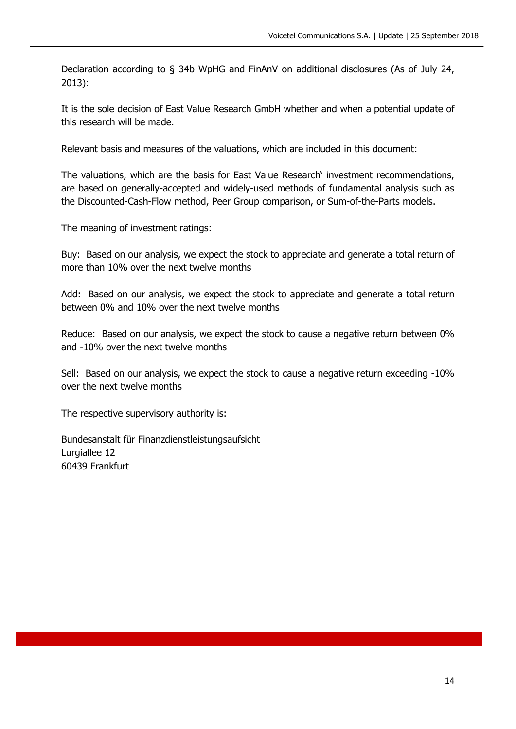Declaration according to § 34b WpHG and FinAnV on additional disclosures (As of July 24, 2013):

It is the sole decision of East Value Research GmbH whether and when a potential update of this research will be made.

Relevant basis and measures of the valuations, which are included in this document:

The valuations, which are the basis for East Value Research' investment recommendations, are based on generally-accepted and widely-used methods of fundamental analysis such as the Discounted-Cash-Flow method, Peer Group comparison, or Sum-of-the-Parts models.

The meaning of investment ratings:

Buy: Based on our analysis, we expect the stock to appreciate and generate a total return of more than 10% over the next twelve months

Add: Based on our analysis, we expect the stock to appreciate and generate a total return between 0% and 10% over the next twelve months

Reduce: Based on our analysis, we expect the stock to cause a negative return between 0% and -10% over the next twelve months

Sell: Based on our analysis, we expect the stock to cause a negative return exceeding -10% over the next twelve months

The respective supervisory authority is:

Bundesanstalt für Finanzdienstleistungsaufsicht
Lurgiallee 12
60439 Frankfurt